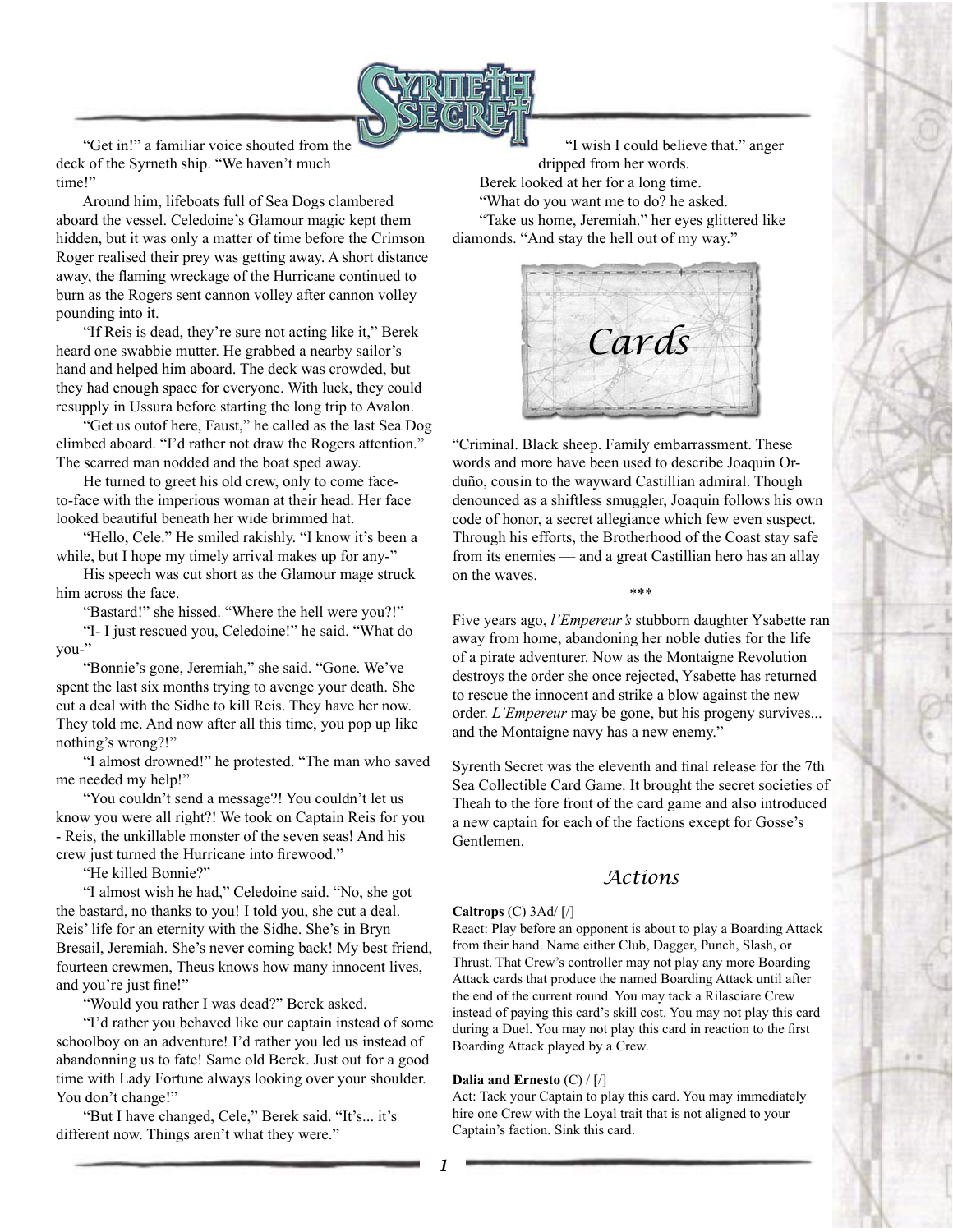"Get in!" a familiar voice shouted from the deck of the Syrneth ship. "We haven't much time!"

Around him, lifeboats full of Sea Dogs clambered aboard the vessel. Celedoine's Glamour magic kept them hidden, but it was only a matter of time before the Crimson Roger realised their prey was getting away. A short distance away, the flaming wreckage of the Hurricane continued to burn as the Rogers sent cannon volley after cannon volley pounding into it.

"If Reis is dead, they're sure not acting like it," Berek heard one swabbie mutter. He grabbed a nearby sailor's hand and helped him aboard. The deck was crowded, but they had enough space for everyone. With luck, they could resupply in Ussura before starting the long trip to Avalon.

"Get us outof here, Faust," he called as the last Sea Dog climbed aboard. "I'd rather not draw the Rogers attention." The scarred man nodded and the boat sped away.

He turned to greet his old crew, only to come face-to-face with the imperious woman at their head. Her face looked beautiful beneath her wide brimmed hat.

"Hello, Cele." He smiled rakishly. "I know it's been a while, but I hope my timely arrival makes up for any-"

His speech was cut short as the Glamour mage struck him across the face.

"Bastard!" she hissed. "Where the hell were you?!"

"I- I just rescued you, Celedoine!" he said. "What do you-"

"Bonnie's gone, Jeremiah," she said. "Gone. We've spent the last six months trying to avenge your death. She cut a deal with the Sidhe to kill Reis. They have her now. They told me. And now after all this time, you pop up like nothing's wrong?!"

"I almost drowned!" he protested. "The man who saved me needed my help!"

"You couldn't send a message?! You couldn't let us know you were all right?! We took on Captain Reis for you - Reis, the unkillable monster of the seven seas! And his crew just turned the Hurricane into firewood."

"He killed Bonnie?"

"I almost wish he had," Celedoine said. "No, she got the bastard, no thanks to you! I told you, she cut a deal. Reis' life for an eternity with the Sidhe. She's in Bryn Bresail, Jeremiah. She's never coming back! My best friend, fourteen crewmen, Theus knows how many innocent lives, and you're just fine!"

"Would you rather I was dead?" Berek asked.

"I'd rather you behaved like our captain instead of some schoolboy on an adventure! I'd rather you led us instead of abandonning us to fate! Same old Berek. Just out for a good time with Lady Fortune always looking over your shoulder. You don't change!"

"But I have changed, Cele," Berek said. "It's... it's different now. Things aren't what they were."

"I wish I could believe that." anger dripped from her words.

Berek looked at her for a long time.

"What do you want me to do? he asked.

"Take us home, Jeremiah." her eyes glittered like diamonds. "And stay the hell out of my way."

# Cards

"Criminal. Black sheep. Family embarrassment. These words and more have been used to describe Joaquin Orduño, cousin to the wayward Castillian admiral. Though denounced as a shiftless smuggler, Joaquin follows his own code of honor, a secret allegiance which few even suspect. Through his efforts, the Brotherhood of the Coast stay safe from its enemies — and a great Castillian hero has an allay on the waves.

\*\*\*

Five years ago, *l'Empereur's* stubborn daughter Ysabette ran away from home, abandoning her noble duties for the life of a pirate adventurer. Now as the Montaigne Revolution destroys the order she once rejected, Ysabette has returned to rescue the innocent and strike a blow against the new order. *L'Empereur* may be gone, but his progeny survives... and the Montaigne navy has a new enemy."

Syrenth Secret was the eleventh and final release for the 7th Sea Collectible Card Game. It brought the secret societies of Theah to the fore front of the card game and also introduced a new captain for each of the factions except for Gosse's Gentlemen.

## Actions

**Caltrops** (C) 3Ad/ [/]
React: Play before an opponent is about to play a Boarding Attack from their hand. Name either Club, Dagger, Punch, Slash, or Thrust. That Crew's controller may not play any more Boarding Attack cards that produce the named Boarding Attack until after the end of the current round. You may tack a Rilasciare Crew instead of paying this card's skill cost. You may not play this card during a Duel. You may not play this card in reaction to the first Boarding Attack played by a Crew.

**Dalia and Ernesto** (C) / [/]
Act: Tack your Captain to play this card. You may immediately hire one Crew with the Loyal trait that is not aligned to your Captain's faction. Sink this card.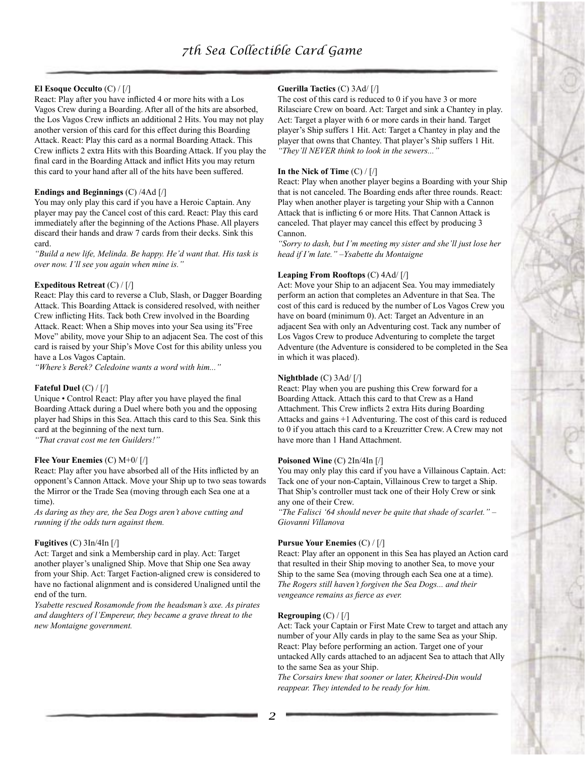**El Esoque Occulto** (C) / [/]
React: Play after you have inflicted 4 or more hits with a Los Vagos Crew during a Boarding. After all of the hits are absorbed, the Los Vagos Crew inflicts an additional 2 Hits. You may not play another version of this card for this effect during this Boarding Attack. React: Play this card as a normal Boarding Attack. This Crew inflicts 2 extra Hits with this Boarding Attack. If you play the final card in the Boarding Attack and inflict Hits you may return this card to your hand after all of the hits have been suffered.

**Endings and Beginnings** (C) /4Ad [/]
You may only play this card if you have a Heroic Captain. Any player may pay the Cancel cost of this card. React: Play this card immediately after the beginning of the Actions Phase. All players discard their hands and draw 7 cards from their decks. Sink this card.
*"Build a new life, Melinda. Be happy. He'd want that. His task is over now. I'll see you again when mine is."*

**Expeditous Retreat** (C) / [/]
React: Play this card to reverse a Club, Slash, or Dagger Boarding Attack. This Boarding Attack is considered resolved, with neither Crew inflicting Hits. Tack both Crew involved in the Boarding Attack. React: When a Ship moves into your Sea using its"Free Move" ability, move your Ship to an adjacent Sea. The cost of this card is raised by your Ship's Move Cost for this ability unless you have a Los Vagos Captain.
*"Where's Berek? Celedoine wants a word with him..."*

**Fateful Duel** (C) / [/]
Unique • Control React: Play after you have played the final Boarding Attack during a Duel where both you and the opposing player had Ships in this Sea. Attach this card to this Sea. Sink this card at the beginning of the next turn.
*"That cravat cost me ten Guilders!"*

**Flee Your Enemies** (C) M+0/ [/]
React: Play after you have absorbed all of the Hits inflicted by an opponent's Cannon Attack. Move your Ship up to two seas towards the Mirror or the Trade Sea (moving through each Sea one at a time).
*As daring as they are, the Sea Dogs aren't above cutting and running if the odds turn against them.*

**Fugitives** (C) 3In/4In [/]
Act: Target and sink a Membership card in play. Act: Target another player's unaligned Ship. Move that Ship one Sea away from your Ship. Act: Target Faction-aligned crew is considered to have no factional alignment and is considered Unaligned until the end of the turn.
*Ysabette rescued Rosamonde from the headsman's axe. As pirates and daughters of l'Empereur, they became a grave threat to the new Montaigne government.*

**Guerilla Tactics** (C) 3Ad/ [/]
The cost of this card is reduced to 0 if you have 3 or more Rilasciare Crew on board. Act: Target and sink a Chantey in play. Act: Target a player with 6 or more cards in their hand. Target player's Ship suffers 1 Hit. Act: Target a Chantey in play and the player that owns that Chantey. That player's Ship suffers 1 Hit.
*"They'll NEVER think to look in the sewers..."*

**In the Nick of Time** (C) / [/]
React: Play when another player begins a Boarding with your Ship that is not canceled. The Boarding ends after three rounds. React: Play when another player is targeting your Ship with a Cannon Attack that is inflicting 6 or more Hits. That Cannon Attack is canceled. That player may cancel this effect by producing 3 Cannon.
*"Sorry to dash, but I'm meeting my sister and she'll just lose her head if I'm late." –Ysabette du Montaigne*

**Leaping From Rooftops** (C) 4Ad/ [/]
Act: Move your Ship to an adjacent Sea. You may immediately perform an action that completes an Adventure in that Sea. The cost of this card is reduced by the number of Los Vagos Crew you have on board (minimum 0). Act: Target an Adventure in an adjacent Sea with only an Adventuring cost. Tack any number of Los Vagos Crew to produce Adventuring to complete the target Adventure (the Adventure is considered to be completed in the Sea in which it was placed).

**Nightblade** (C) 3Ad/ [/]
React: Play when you are pushing this Crew forward for a Boarding Attack. Attach this card to that Crew as a Hand Attachment. This Crew inflicts 2 extra Hits during Boarding Attacks and gains +1 Adventuring. The cost of this card is reduced to 0 if you attach this card to a Kreuzritter Crew. A Crew may not have more than 1 Hand Attachment.

**Poisoned Wine** (C) 2In/4In [/]
You may only play this card if you have a Villainous Captain. Act: Tack one of your non-Captain, Villainous Crew to target a Ship. That Ship's controller must tack one of their Holy Crew or sink any one of their Crew.
*"The Falisci '64 should never be quite that shade of scarlet." – Giovanni Villanova*

**Pursue Your Enemies** (C) / [/]
React: Play after an opponent in this Sea has played an Action card that resulted in their Ship moving to another Sea, to move your Ship to the same Sea (moving through each Sea one at a time).
*The Rogers still haven't forgiven the Sea Dogs... and their vengeance remains as fierce as ever.*

**Regrouping** (C) / [/]
Act: Tack your Captain or First Mate Crew to target and attach any number of your Ally cards in play to the same Sea as your Ship. React: Play before performing an action. Target one of your untacked Ally cards attached to an adjacent Sea to attach that Ally to the same Sea as your Ship.
*The Corsairs knew that sooner or later, Kheired-Din would reappear. They intended to be ready for him.*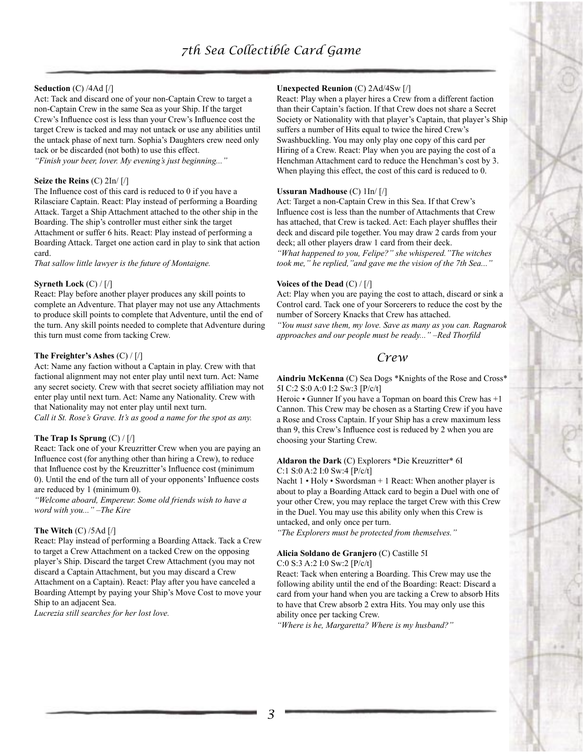**Seduction** (C) /4Ad [/]

Act: Tack and discard one of your non-Captain Crew to target a non-Captain Crew in the same Sea as your Ship. If the target Crew's Influence cost is less than your Crew's Influence cost the target Crew is tacked and may not untack or use any abilities until the untack phase of next turn. Sophia's Daughters crew need only tack or be discarded (not both) to use this effect.

*"Finish your beer, lover. My evening's just beginning..."*

**Seize the Reins** (C) 2In/ [/]

The Influence cost of this card is reduced to 0 if you have a Rilasciare Captain. React: Play instead of performing a Boarding Attack. Target a Ship Attachment attached to the other ship in the Boarding. The ship's controller must either sink the target Attachment or suffer 6 hits. React: Play instead of performing a Boarding Attack. Target one action card in play to sink that action card.

*That sallow little lawyer is the future of Montaigne.*

**Syrneth Lock** (C) / [/]

React: Play before another player produces any skill points to complete an Adventure. That player may not use any Attachments to produce skill points to complete that Adventure, until the end of the turn. Any skill points needed to complete that Adventure during this turn must come from tacking Crew.

**The Freighter's Ashes** (C) / [/]

Act: Name any faction without a Captain in play. Crew with that factional alignment may not enter play until next turn. Act: Name any secret society. Crew with that secret society affiliation may not enter play until next turn. Act: Name any Nationality. Crew with that Nationality may not enter play until next turn.

*Call it St. Rose's Grave. It's as good a name for the spot as any.*

**The Trap Is Sprung** (C) / [/]

React: Tack one of your Kreuzritter Crew when you are paying an Influence cost (for anything other than hiring a Crew), to reduce that Influence cost by the Kreuzritter's Influence cost (minimum 0). Until the end of the turn all of your opponents' Influence costs are reduced by 1 (minimum 0).

*"Welcome aboard, Empereur. Some old friends wish to have a word with you..." –The Kire*

**The Witch** (C) /5Ad [/]

React: Play instead of performing a Boarding Attack. Tack a Crew to target a Crew Attachment on a tacked Crew on the opposing player's Ship. Discard the target Crew Attachment (you may not discard a Captain Attachment, but you may discard a Crew Attachment on a Captain). React: Play after you have canceled a Boarding Attempt by paying your Ship's Move Cost to move your Ship to an adjacent Sea.

*Lucrezia still searches for her lost love.*

**Unexpected Reunion** (C) 2Ad/4Sw [/]

React: Play when a player hires a Crew from a different faction than their Captain's faction. If that Crew does not share a Secret Society or Nationality with that player's Captain, that player's Ship suffers a number of Hits equal to twice the hired Crew's Swashbuckling. You may only play one copy of this card per Hiring of a Crew. React: Play when you are paying the cost of a Henchman Attachment card to reduce the Henchman's cost by 3. When playing this effect, the cost of this card is reduced to 0.

**Ussuran Madhouse** (C) 1In/ [/]

Act: Target a non-Captain Crew in this Sea. If that Crew's Influence cost is less than the number of Attachments that Crew has attached, that Crew is tacked. Act: Each player shuffles their deck and discard pile together. You may draw 2 cards from your deck; all other players draw 1 card from their deck.

*"What happened to you, Felipe?" she whispered."The witches took me," he replied,"and gave me the vision of the 7th Sea..."*

**Voices of the Dead** (C) / [/]

Act: Play when you are paying the cost to attach, discard or sink a Control card. Tack one of your Sorcerers to reduce the cost by the number of Sorcery Knacks that Crew has attached.

*"You must save them, my love. Save as many as you can. Ragnarok approaches and our people must be ready..." –Red Thorfild*

## Crew

**Aindriu McKenna** (C) Sea Dogs *Knights of the Rose and Cross* 5I C:2 S:0 A:0 I:2 Sw:3 [P/c/t]

Heroic • Gunner If you have a Topman on board this Crew has +1 Cannon. This Crew may be chosen as a Starting Crew if you have a Rose and Cross Captain. If your Ship has a crew maximum less than 9, this Crew's Influence cost is reduced by 2 when you are choosing your Starting Crew.

**Aldaron the Dark** (C) Explorers *Die Kreuzritter* 6I C:1 S:0 A:2 I:0 Sw:4 [P/c/t]

Nacht 1 • Holy • Swordsman + 1 React: When another player is about to play a Boarding Attack card to begin a Duel with one of your other Crew, you may replace the target Crew with this Crew in the Duel. You may use this ability only when this Crew is untacked, and only once per turn.

*"The Explorers must be protected from themselves."*

**Alicia Soldano de Granjero** (C) Castille 5I C:0 S:3 A:2 I:0 Sw:2 [P/c/t]

React: Tack when entering a Boarding. This Crew may use the following ability until the end of the Boarding: React: Discard a card from your hand when you are tacking a Crew to absorb Hits to have that Crew absorb 2 extra Hits. You may only use this ability once per tacking Crew.

*"Where is he, Margaretta? Where is my husband?"*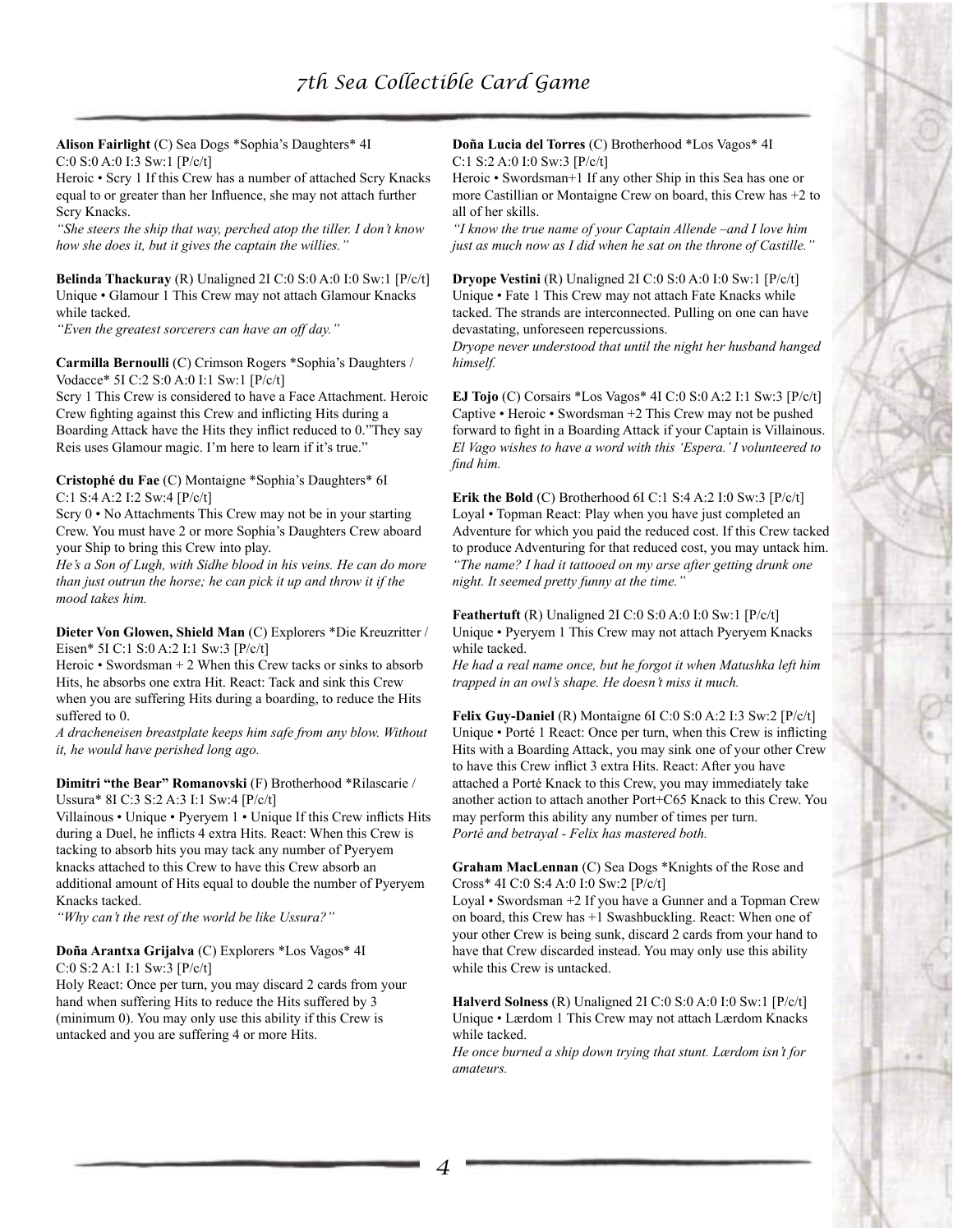**Alison Fairlight** (C) Sea Dogs *Sophia's Daughters* 4I C:0 S:0 A:0 I:3 Sw:1 [P/c/t]
Heroic • Scry 1 If this Crew has a number of attached Scry Knacks equal to or greater than her Influence, she may not attach further Scry Knacks.
*"She steers the ship that way, perched atop the tiller. I don't know how she does it, but it gives the captain the willies."*

**Belinda Thackuray** (R) Unaligned 2I C:0 S:0 A:0 I:0 Sw:1 [P/c/t]
Unique • Glamour 1 This Crew may not attach Glamour Knacks while tacked.
*"Even the greatest sorcerers can have an off day."*

**Carmilla Bernoulli** (C) Crimson Rogers *Sophia's Daughters / Vodacce* 5I C:2 S:0 A:0 I:1 Sw:1 [P/c/t]
Scry 1 This Crew is considered to have a Face Attachment. Heroic Crew fighting against this Crew and inflicting Hits during a Boarding Attack have the Hits they inflict reduced to 0."They say Reis uses Glamour magic. I'm here to learn if it's true."

**Cristophé du Fae** (C) Montaigne *Sophia's Daughters* 6I C:1 S:4 A:2 I:2 Sw:4 [P/c/t]
Scry 0 • No Attachments This Crew may not be in your starting Crew. You must have 2 or more Sophia's Daughters Crew aboard your Ship to bring this Crew into play.
*He's a Son of Lugh, with Sidhe blood in his veins. He can do more than just outrun the horse; he can pick it up and throw it if the mood takes him.*

**Dieter Von Glowen, Shield Man** (C) Explorers *Die Kreuzritter / Eisen* 5I C:1 S:0 A:2 I:1 Sw:3 [P/c/t]
Heroic • Swordsman + 2 When this Crew tacks or sinks to absorb Hits, he absorbs one extra Hit. React: Tack and sink this Crew when you are suffering Hits during a boarding, to reduce the Hits suffered to 0.
*A dracheneisen breastplate keeps him safe from any blow. Without it, he would have perished long ago.*

**Dimitri "the Bear" Romanovski** (F) Brotherhood *Rilascarie / Ussura* 8I C:3 S:2 A:3 I:1 Sw:4 [P/c/t]
Villainous • Unique • Pyeryem 1 • Unique If this Crew inflicts Hits during a Duel, he inflicts 4 extra Hits. React: When this Crew is tacking to absorb hits you may tack any number of Pyeryem knacks attached to this Crew to have this Crew absorb an additional amount of Hits equal to double the number of Pyeryem Knacks tacked.
*"Why can't the rest of the world be like Ussura?"*

**Doña Arantxa Grijalva** (C) Explorers *Los Vagos* 4I C:0 S:2 A:1 I:1 Sw:3 [P/c/t]
Holy React: Once per turn, you may discard 2 cards from your hand when suffering Hits to reduce the Hits suffered by 3 (minimum 0). You may only use this ability if this Crew is untacked and you are suffering 4 or more Hits.

**Doña Lucia del Torres** (C) Brotherhood *Los Vagos* 4I C:1 S:2 A:0 I:0 Sw:3 [P/c/t]
Heroic • Swordsman+1 If any other Ship in this Sea has one or more Castillian or Montaigne Crew on board, this Crew has +2 to all of her skills.
*"I know the true name of your Captain Allende –and I love him just as much now as I did when he sat on the throne of Castille."*

**Dryope Vestini** (R) Unaligned 2I C:0 S:0 A:0 I:0 Sw:1 [P/c/t]
Unique • Fate 1 This Crew may not attach Fate Knacks while tacked. The strands are interconnected. Pulling on one can have devastating, unforeseen repercussions.
*Dryope never understood that until the night her husband hanged himself.*

**EJ Tojo** (C) Corsairs *Los Vagos* 4I C:0 S:0 A:2 I:1 Sw:3 [P/c/t]
Captive • Heroic • Swordsman +2 This Crew may not be pushed forward to fight in a Boarding Attack if your Captain is Villainous.
*El Vago wishes to have a word with this 'Espera.' I volunteered to find him.*

**Erik the Bold** (C) Brotherhood 6I C:1 S:4 A:2 I:0 Sw:3 [P/c/t]
Loyal • Topman React: Play when you have just completed an Adventure for which you paid the reduced cost. If this Crew tacked to produce Adventuring for that reduced cost, you may untack him.
*"The name? I had it tattooed on my arse after getting drunk one night. It seemed pretty funny at the time."*

**Feathertuft** (R) Unaligned 2I C:0 S:0 A:0 I:0 Sw:1 [P/c/t]
Unique • Pyeryem 1 This Crew may not attach Pyeryem Knacks while tacked.
*He had a real name once, but he forgot it when Matushka left him trapped in an owl's shape. He doesn't miss it much.*

**Felix Guy-Daniel** (R) Montaigne 6I C:0 S:0 A:2 I:3 Sw:2 [P/c/t]
Unique • Porté 1 React: Once per turn, when this Crew is inflicting Hits with a Boarding Attack, you may sink one of your other Crew to have this Crew inflict 3 extra Hits. React: After you have attached a Porté Knack to this Crew, you may immediately take another action to attach another Port+C65 Knack to this Crew. You may perform this ability any number of times per turn.
*Porté and betrayal - Felix has mastered both.*

**Graham MacLennan** (C) Sea Dogs *Knights of the Rose and Cross* 4I C:0 S:4 A:0 I:0 Sw:2 [P/c/t]
Loyal • Swordsman +2 If you have a Gunner and a Topman Crew on board, this Crew has +1 Swashbuckling. React: When one of your other Crew is being sunk, discard 2 cards from your hand to have that Crew discarded instead. You may only use this ability while this Crew is untacked.

**Halverd Solness** (R) Unaligned 2I C:0 S:0 A:0 I:0 Sw:1 [P/c/t]
Unique • Lærdom 1 This Crew may not attach Lærdom Knacks while tacked.
*He once burned a ship down trying that stunt. Lærdom isn't for amateurs.*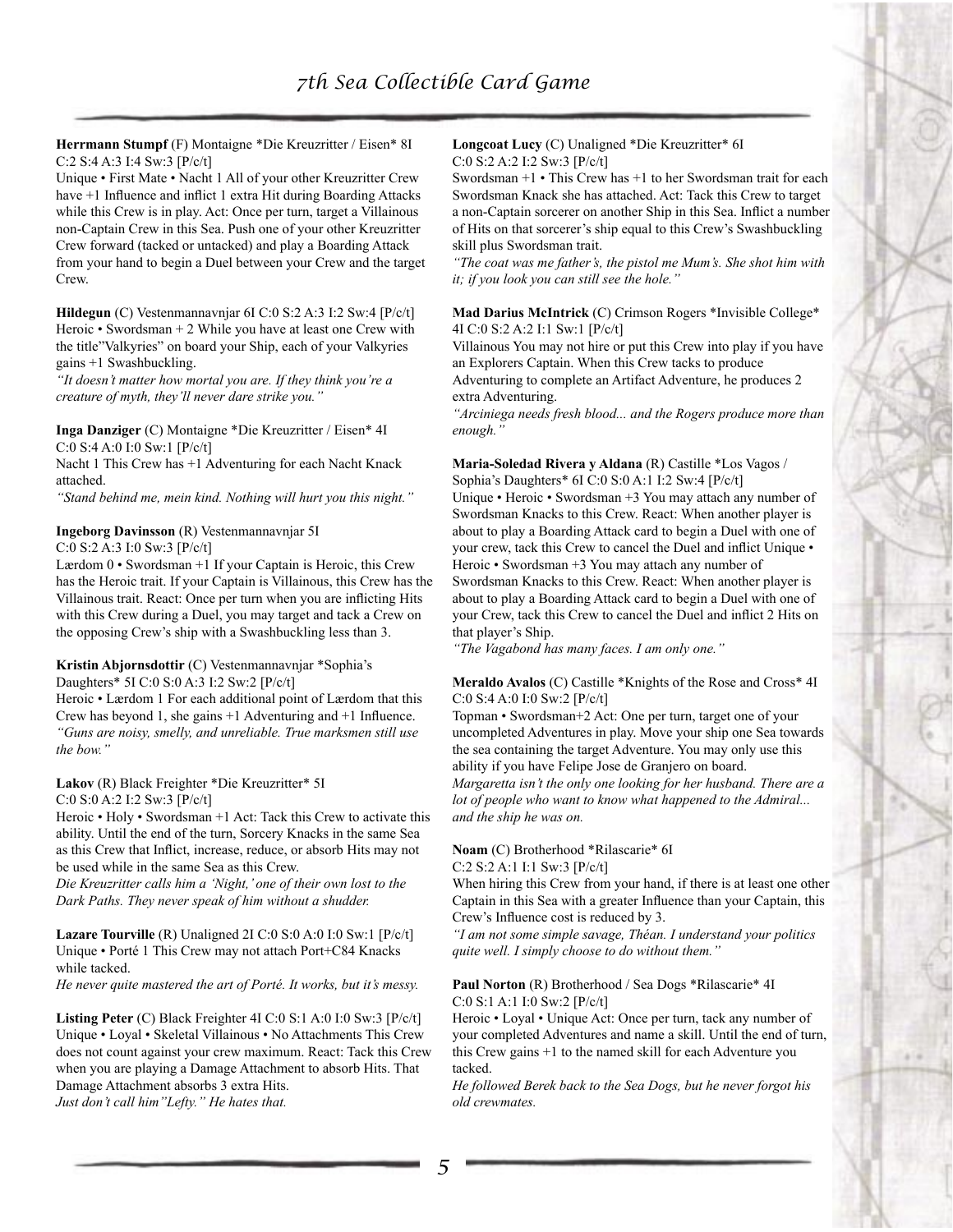**Herrmann Stumpf** (F) Montaigne *Die Kreuzritter / Eisen* 8I C:2 S:4 A:3 I:4 Sw:3 [P/c/t]
Unique • First Mate • Nacht 1 All of your other Kreuzritter Crew have +1 Influence and inflict 1 extra Hit during Boarding Attacks while this Crew is in play. Act: Once per turn, target a Villainous non-Captain Crew in this Sea. Push one of your other Kreuzritter Crew forward (tacked or untacked) and play a Boarding Attack from your hand to begin a Duel between your Crew and the target Crew.

**Hildegun** (C) Vestenmannavnjar 6I C:0 S:2 A:3 I:2 Sw:4 [P/c/t]
Heroic • Swordsman + 2 While you have at least one Crew with the title"Valkyries" on board your Ship, each of your Valkyries gains +1 Swashbuckling.
*"It doesn't matter how mortal you are. If they think you're a creature of myth, they'll never dare strike you."*

**Inga Danziger** (C) Montaigne *Die Kreuzritter / Eisen* 4I C:0 S:4 A:0 I:0 Sw:1 [P/c/t]
Nacht 1 This Crew has +1 Adventuring for each Nacht Knack attached.
*"Stand behind me, mein kind. Nothing will hurt you this night."*

**Ingeborg Davinsson** (R) Vestenmannavnjar 5I C:0 S:2 A:3 I:0 Sw:3 [P/c/t]
Lærdom 0 • Swordsman +1 If your Captain is Heroic, this Crew has the Heroic trait. If your Captain is Villainous, this Crew has the Villainous trait. React: Once per turn when you are inflicting Hits with this Crew during a Duel, you may target and tack a Crew on the opposing Crew's ship with a Swashbuckling less than 3.

**Kristin Abjornsdottir** (C) Vestenmannavnjar *Sophia's Daughters* 5I C:0 S:0 A:3 I:2 Sw:2 [P/c/t]
Heroic • Lærdom 1 For each additional point of Lærdom that this Crew has beyond 1, she gains +1 Adventuring and +1 Influence.
*"Guns are noisy, smelly, and unreliable. True marksmen still use the bow."*

**Lakov** (R) Black Freighter *Die Kreuzritter* 5I C:0 S:0 A:2 I:2 Sw:3 [P/c/t]
Heroic • Holy • Swordsman +1 Act: Tack this Crew to activate this ability. Until the end of the turn, Sorcery Knacks in the same Sea as this Crew that Inflict, increase, reduce, or absorb Hits may not be used while in the same Sea as this Crew.
*Die Kreuzritter calls him a 'Night,' one of their own lost to the Dark Paths. They never speak of him without a shudder.*

**Lazare Tourville** (R) Unaligned 2I C:0 S:0 A:0 I:0 Sw:1 [P/c/t]
Unique • Porté 1 This Crew may not attach Port+C84 Knacks while tacked.
*He never quite mastered the art of Porté. It works, but it's messy.*

**Listing Peter** (C) Black Freighter 4I C:0 S:1 A:0 I:0 Sw:3 [P/c/t]
Unique • Loyal • Skeletal Villainous • No Attachments This Crew does not count against your crew maximum. React: Tack this Crew when you are playing a Damage Attachment to absorb Hits. That Damage Attachment absorbs 3 extra Hits.
*Just don't call him"Lefty." He hates that.*

**Longcoat Lucy** (C) Unaligned *Die Kreuzritter* 6I C:0 S:2 A:2 I:2 Sw:3 [P/c/t]
Swordsman +1 • This Crew has +1 to her Swordsman trait for each Swordsman Knack she has attached. Act: Tack this Crew to target a non-Captain sorcerer on another Ship in this Sea. Inflict a number of Hits on that sorcerer's ship equal to this Crew's Swashbuckling skill plus Swordsman trait.
*"The coat was me father's, the pistol me Mum's. She shot him with it; if you look you can still see the hole."*

**Mad Darius McIntrick** (C) Crimson Rogers *Invisible College* 4I C:0 S:2 A:2 I:1 Sw:1 [P/c/t]
Villainous You may not hire or put this Crew into play if you have an Explorers Captain. When this Crew tacks to produce Adventuring to complete an Artifact Adventure, he produces 2 extra Adventuring.
*"Arciniega needs fresh blood... and the Rogers produce more than enough."*

**Maria-Soledad Rivera y Aldana** (R) Castille *Los Vagos / Sophia's Daughters* 6I C:0 S:0 A:1 I:2 Sw:4 [P/c/t]
Unique • Heroic • Swordsman +3 You may attach any number of Swordsman Knacks to this Crew. React: When another player is about to play a Boarding Attack card to begin a Duel with one of your crew, tack this Crew to cancel the Duel and inflict Unique • Heroic • Swordsman +3 You may attach any number of Swordsman Knacks to this Crew. React: When another player is about to play a Boarding Attack card to begin a Duel with one of your Crew, tack this Crew to cancel the Duel and inflict 2 Hits on that player's Ship.
*"The Vagabond has many faces. I am only one."*

**Meraldo Avalos** (C) Castille *Knights of the Rose and Cross* 4I C:0 S:4 A:0 I:0 Sw:2 [P/c/t]
Topman • Swordsman+2 Act: One per turn, target one of your uncompleted Adventures in play. Move your ship one Sea towards the sea containing the target Adventure. You may only use this ability if you have Felipe Jose de Granjero on board.
*Margaretta isn't the only one looking for her husband. There are a lot of people who want to know what happened to the Admiral... and the ship he was on.*

**Noam** (C) Brotherhood *Rilascarie* 6I C:2 S:2 A:1 I:1 Sw:3 [P/c/t]
When hiring this Crew from your hand, if there is at least one other Captain in this Sea with a greater Influence than your Captain, this Crew's Influence cost is reduced by 3.
*"I am not some simple savage, Théan. I understand your politics quite well. I simply choose to do without them."*

**Paul Norton** (R) Brotherhood / Sea Dogs *Rilascarie* 4I C:0 S:1 A:1 I:0 Sw:2 [P/c/t]
Heroic • Loyal • Unique Act: Once per turn, tack any number of your completed Adventures and name a skill. Until the end of turn, this Crew gains +1 to the named skill for each Adventure you tacked.
*He followed Berek back to the Sea Dogs, but he never forgot his old crewmates.*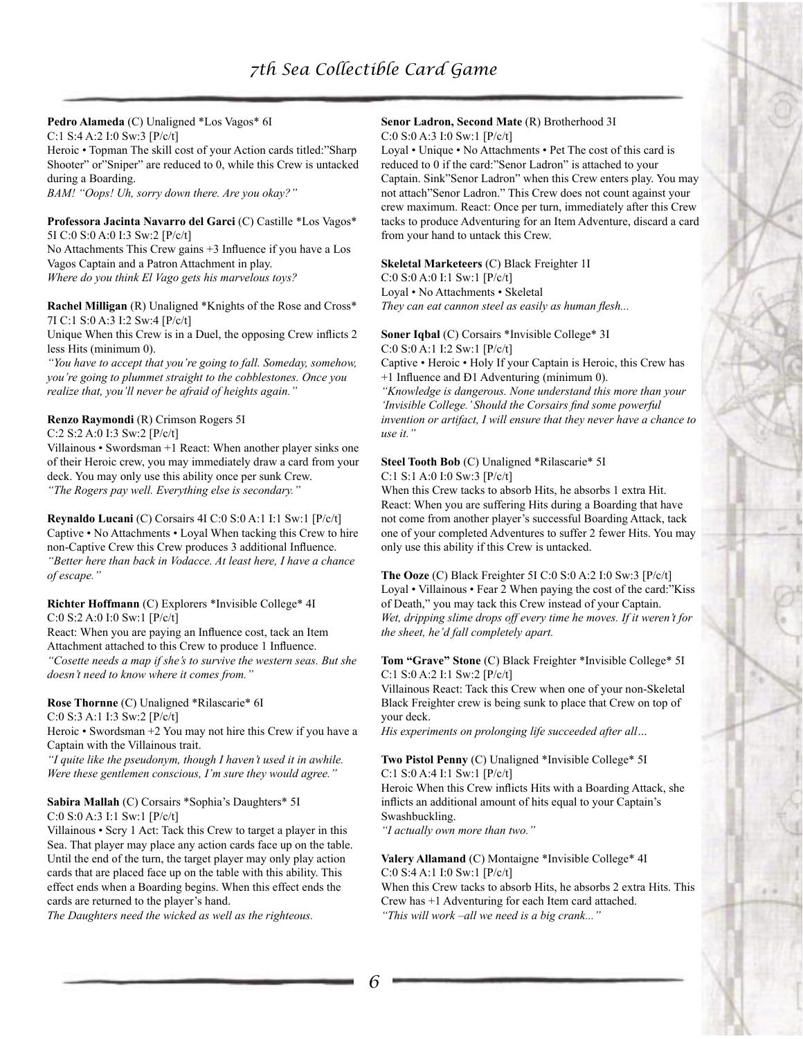**Pedro Alameda** (C) Unaligned *Los Vagos* 6I
C:1 S:4 A:2 I:0 Sw:3 [P/c/t]
Heroic • Topman The skill cost of your Action cards titled:"Sharp Shooter" or"Sniper" are reduced to 0, while this Crew is untacked during a Boarding.
*BAM! "Oops! Uh, sorry down there. Are you okay?"*

**Professora Jacinta Navarro del Garci** (C) Castille *Los Vagos* 5I C:0 S:0 A:0 I:3 Sw:2 [P/c/t]
No Attachments This Crew gains +3 Influence if you have a Los Vagos Captain and a Patron Attachment in play.
*Where do you think El Vago gets his marvelous toys?*

**Rachel Milligan** (R) Unaligned *Knights of the Rose and Cross* 7I C:1 S:0 A:3 I:2 Sw:4 [P/c/t]
Unique When this Crew is in a Duel, the opposing Crew inflicts 2 less Hits (minimum 0).
*"You have to accept that you're going to fall. Someday, somehow, you're going to plummet straight to the cobblestones. Once you realize that, you'll never be afraid of heights again."*

**Renzo Raymondi** (R) Crimson Rogers 5I
C:2 S:2 A:0 I:3 Sw:2 [P/c/t]
Villainous • Swordsman +1 React: When another player sinks one of their Heroic crew, you may immediately draw a card from your deck. You may only use this ability once per sunk Crew.
*"The Rogers pay well. Everything else is secondary."*

**Reynaldo Lucani** (C) Corsairs 4I C:0 S:0 A:1 I:1 Sw:1 [P/c/t]
Captive • No Attachments • Loyal When tacking this Crew to hire non-Captive Crew this Crew produces 3 additional Influence.
*"Better here than back in Vodacce. At least here, I have a chance of escape."*

**Richter Hoffmann** (C) Explorers *Invisible College* 4I
C:0 S:2 A:0 I:0 Sw:1 [P/c/t]
React: When you are paying an Influence cost, tack an Item Attachment attached to this Crew to produce 1 Influence.
*"Cosette needs a map if she's to survive the western seas. But she doesn't need to know where it comes from."*

**Rose Thornne** (C) Unaligned *Rilascarie* 6I
C:0 S:3 A:1 I:3 Sw:2 [P/c/t]
Heroic • Swordsman +2 You may not hire this Crew if you have a Captain with the Villainous trait.
*"I quite like the pseudonym, though I haven't used it in awhile. Were these gentlemen conscious, I'm sure they would agree."*

**Sabira Mallah** (C) Corsairs *Sophia's Daughters* 5I
C:0 S:0 A:3 I:1 Sw:1 [P/c/t]
Villainous • Scry 1 Act: Tack this Crew to target a player in this Sea. That player may place any action cards face up on the table. Until the end of the turn, the target player may only play action cards that are placed face up on the table with this ability. This effect ends when a Boarding begins. When this effect ends the cards are returned to the player's hand.
*The Daughters need the wicked as well as the righteous.*

**Senor Ladron, Second Mate** (R) Brotherhood 3I
C:0 S:0 A:3 I:0 Sw:1 [P/c/t]
Loyal • Unique • No Attachments • Pet The cost of this card is reduced to 0 if the card:"Senor Ladron" is attached to your Captain. Sink"Senor Ladron" when this Crew enters play. You may not attach"Senor Ladron." This Crew does not count against your crew maximum. React: Once per turn, immediately after this Crew tacks to produce Adventuring for an Item Adventure, discard a card from your hand to untack this Crew.

**Skeletal Marketeers** (C) Black Freighter 1I
C:0 S:0 A:0 I:1 Sw:1 [P/c/t]
Loyal • No Attachments • Skeletal
*They can eat cannon steel as easily as human flesh...*

**Soner Iqbal** (C) Corsairs *Invisible College* 3I
C:0 S:0 A:1 I:2 Sw:1 [P/c/t]
Captive • Heroic • Holy If your Captain is Heroic, this Crew has +1 Influence and Ð1 Adventuring (minimum 0).
*"Knowledge is dangerous. None understand this more than your 'Invisible College.' Should the Corsairs find some powerful invention or artifact, I will ensure that they never have a chance to use it."*

**Steel Tooth Bob** (C) Unaligned *Rilascarie* 5I
C:1 S:1 A:0 I:0 Sw:3 [P/c/t]
When this Crew tacks to absorb Hits, he absorbs 1 extra Hit. React: When you are suffering Hits during a Boarding that have not come from another player's successful Boarding Attack, tack one of your completed Adventures to suffer 2 fewer Hits. You may only use this ability if this Crew is untacked.

**The Ooze** (C) Black Freighter 5I C:0 S:0 A:2 I:0 Sw:3 [P/c/t]
Loyal • Villainous • Fear 2 When paying the cost of the card:"Kiss of Death," you may tack this Crew instead of your Captain.
*Wet, dripping slime drops off every time he moves. If it weren't for the sheet, he'd fall completely apart.*

**Tom "Grave" Stone** (C) Black Freighter *Invisible College* 5I
C:1 S:0 A:2 I:1 Sw:2 [P/c/t]
Villainous React: Tack this Crew when one of your non-Skeletal Black Freighter crew is being sunk to place that Crew on top of your deck.
*His experiments on prolonging life succeeded after all…*

**Two Pistol Penny** (C) Unaligned *Invisible College* 5I
C:1 S:0 A:4 I:1 Sw:1 [P/c/t]
Heroic When this Crew inflicts Hits with a Boarding Attack, she inflicts an additional amount of hits equal to your Captain's Swashbuckling.
*"I actually own more than two."*

**Valery Allamand** (C) Montaigne *Invisible College* 4I
C:0 S:4 A:1 I:0 Sw:1 [P/c/t]
When this Crew tacks to absorb Hits, he absorbs 2 extra Hits. This Crew has +1 Adventuring for each Item card attached.
*"This will work –all we need is a big crank..."*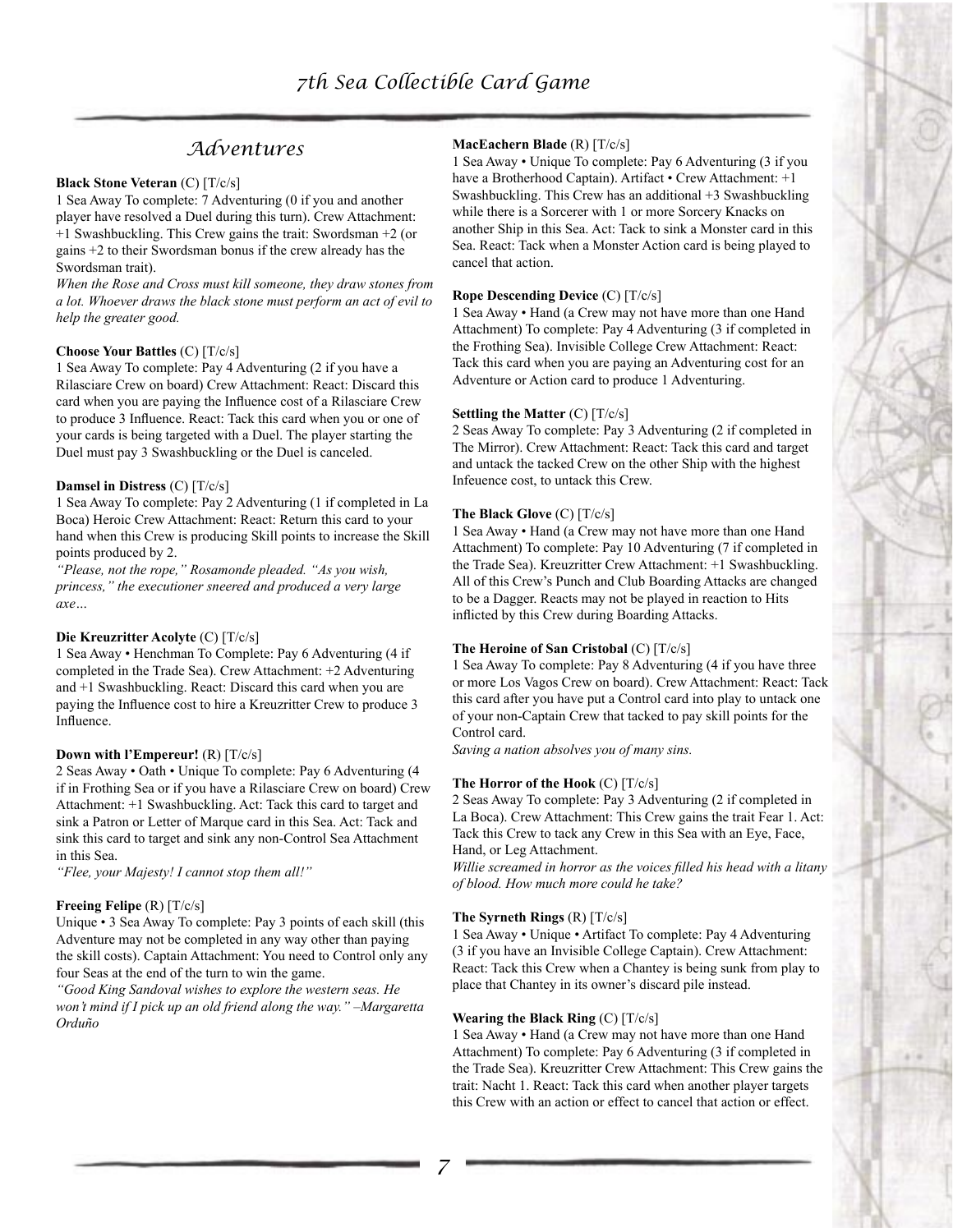## Adventures

**Black Stone Veteran** (C) [T/c/s]
1 Sea Away To complete: 7 Adventuring (0 if you and another player have resolved a Duel during this turn). Crew Attachment: +1 Swashbuckling. This Crew gains the trait: Swordsman +2 (or gains +2 to their Swordsman bonus if the crew already has the Swordsman trait).
*When the Rose and Cross must kill someone, they draw stones from a lot. Whoever draws the black stone must perform an act of evil to help the greater good.*

**Choose Your Battles** (C) [T/c/s]
1 Sea Away To complete: Pay 4 Adventuring (2 if you have a Rilasciare Crew on board) Crew Attachment: React: Discard this card when you are paying the Influence cost of a Rilasciare Crew to produce 3 Influence. React: Tack this card when you or one of your cards is being targeted with a Duel. The player starting the Duel must pay 3 Swashbuckling or the Duel is canceled.

**Damsel in Distress** (C) [T/c/s]
1 Sea Away To complete: Pay 2 Adventuring (1 if completed in La Boca) Heroic Crew Attachment: React: Return this card to your hand when this Crew is producing Skill points to increase the Skill points produced by 2.
*"Please, not the rope," Rosamonde pleaded. "As you wish, princess," the executioner sneered and produced a very large axe…*

**Die Kreuzritter Acolyte** (C) [T/c/s]
1 Sea Away • Henchman To Complete: Pay 6 Adventuring (4 if completed in the Trade Sea). Crew Attachment: +2 Adventuring and +1 Swashbuckling. React: Discard this card when you are paying the Influence cost to hire a Kreuzritter Crew to produce 3 Influence.

**Down with l'Empereur!** (R) [T/c/s]
2 Seas Away • Oath • Unique To complete: Pay 6 Adventuring (4 if in Frothing Sea or if you have a Rilasciare Crew on board) Crew Attachment: +1 Swashbuckling. Act: Tack this card to target and sink a Patron or Letter of Marque card in this Sea. Act: Tack and sink this card to target and sink any non-Control Sea Attachment in this Sea.
*"Flee, your Majesty! I cannot stop them all!"*

**Freeing Felipe** (R) [T/c/s]
Unique • 3 Sea Away To complete: Pay 3 points of each skill (this Adventure may not be completed in any way other than paying the skill costs). Captain Attachment: You need to Control only any four Seas at the end of the turn to win the game.
*"Good King Sandoval wishes to explore the western seas. He won't mind if I pick up an old friend along the way." –Margaretta Orduño*

**MacEachern Blade** (R) [T/c/s]
1 Sea Away • Unique To complete: Pay 6 Adventuring (3 if you have a Brotherhood Captain). Artifact • Crew Attachment: +1 Swashbuckling. This Crew has an additional +3 Swashbuckling while there is a Sorcerer with 1 or more Sorcery Knacks on another Ship in this Sea. Act: Tack to sink a Monster card in this Sea. React: Tack when a Monster Action card is being played to cancel that action.

**Rope Descending Device** (C) [T/c/s]
1 Sea Away • Hand (a Crew may not have more than one Hand Attachment) To complete: Pay 4 Adventuring (3 if completed in the Frothing Sea). Invisible College Crew Attachment: React: Tack this card when you are paying an Adventuring cost for an Adventure or Action card to produce 1 Adventuring.

**Settling the Matter** (C) [T/c/s]
2 Seas Away To complete: Pay 3 Adventuring (2 if completed in The Mirror). Crew Attachment: React: Tack this card and target and untack the tacked Crew on the other Ship with the highest Infeuence cost, to untack this Crew.

**The Black Glove** (C) [T/c/s]
1 Sea Away • Hand (a Crew may not have more than one Hand Attachment) To complete: Pay 10 Adventuring (7 if completed in the Trade Sea). Kreuzritter Crew Attachment: +1 Swashbuckling. All of this Crew's Punch and Club Boarding Attacks are changed to be a Dagger. Reacts may not be played in reaction to Hits inflicted by this Crew during Boarding Attacks.

**The Heroine of San Cristobal** (C) [T/c/s]
1 Sea Away To complete: Pay 8 Adventuring (4 if you have three or more Los Vagos Crew on board). Crew Attachment: React: Tack this card after you have put a Control card into play to untack one of your non-Captain Crew that tacked to pay skill points for the Control card.
*Saving a nation absolves you of many sins.*

**The Horror of the Hook** (C) [T/c/s]
2 Seas Away To complete: Pay 3 Adventuring (2 if completed in La Boca). Crew Attachment: This Crew gains the trait Fear 1. Act: Tack this Crew to tack any Crew in this Sea with an Eye, Face, Hand, or Leg Attachment.
*Willie screamed in horror as the voices filled his head with a litany of blood. How much more could he take?*

**The Syrneth Rings** (R) [T/c/s]
1 Sea Away • Unique • Artifact To complete: Pay 4 Adventuring (3 if you have an Invisible College Captain). Crew Attachment: React: Tack this Crew when a Chantey is being sunk from play to place that Chantey in its owner's discard pile instead.

**Wearing the Black Ring** (C) [T/c/s]
1 Sea Away • Hand (a Crew may not have more than one Hand Attachment) To complete: Pay 6 Adventuring (3 if completed in the Trade Sea). Kreuzritter Crew Attachment: This Crew gains the trait: Nacht 1. React: Tack this card when another player targets this Crew with an action or effect to cancel that action or effect.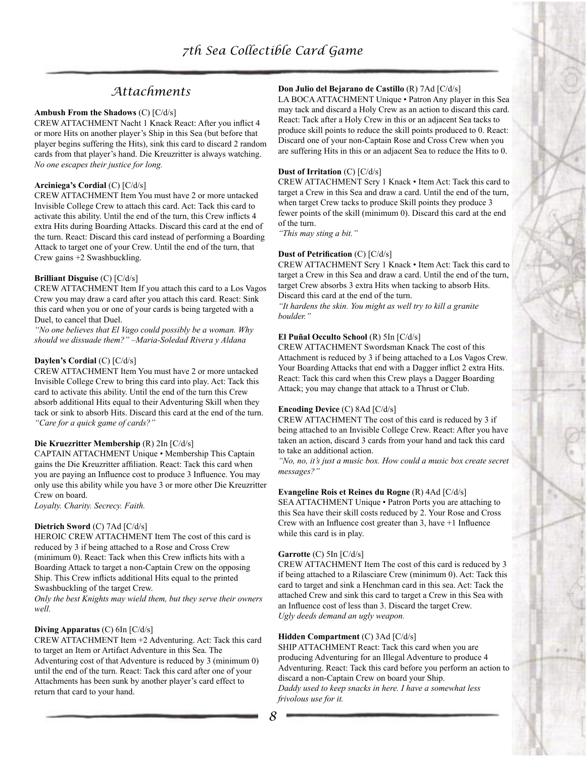## Attachments

**Ambush From the Shadows** (C) [C/d/s]
CREW ATTACHMENT Nacht 1 Knack React: After you inflict 4 or more Hits on another player's Ship in this Sea (but before that player begins suffering the Hits), sink this card to discard 2 random cards from that player's hand. Die Kreuzritter is always watching.
*No one escapes their justice for long.*

**Arciniega's Cordial** (C) [C/d/s]
CREW ATTACHMENT Item You must have 2 or more untacked Invisible College Crew to attach this card. Act: Tack this card to activate this ability. Until the end of the turn, this Crew inflicts 4 extra Hits during Boarding Attacks. Discard this card at the end of the turn. React: Discard this card instead of performing a Boarding Attack to target one of your Crew. Until the end of the turn, that Crew gains +2 Swashbuckling.

**Brilliant Disguise** (C) [C/d/s]
CREW ATTACHMENT Item If you attach this card to a Los Vagos Crew you may draw a card after you attach this card. React: Sink this card when you or one of your cards is being targeted with a Duel, to cancel that Duel.
*"No one believes that El Vago could possibly be a woman. Why should we dissuade them?" –Maria-Soledad Rivera y Aldana*

**Daylen's Cordial** (C) [C/d/s]
CREW ATTACHMENT Item You must have 2 or more untacked Invisible College Crew to bring this card into play. Act: Tack this card to activate this ability. Until the end of the turn this Crew absorb additional Hits equal to their Adventuring Skill when they tack or sink to absorb Hits. Discard this card at the end of the turn.
*"Care for a quick game of cards?"*

**Die Kruezritter Membership** (R) 2In [C/d/s]
CAPTAIN ATTACHMENT Unique • Membership This Captain gains the Die Kreuzritter affiliation. React: Tack this card when you are paying an Influence cost to produce 3 Influence. You may only use this ability while you have 3 or more other Die Kreuzritter Crew on board.
*Loyalty. Charity. Secrecy. Faith.*

**Dietrich Sword** (C) 7Ad [C/d/s]
HEROIC CREW ATTACHMENT Item The cost of this card is reduced by 3 if being attached to a Rose and Cross Crew (minimum 0). React: Tack when this Crew inflicts hits with a Boarding Attack to target a non-Captain Crew on the opposing Ship. This Crew inflicts additional Hits equal to the printed Swashbuckling of the target Crew.
*Only the best Knights may wield them, but they serve their owners well.*

**Diving Apparatus** (C) 6In [C/d/s]
CREW ATTACHMENT Item +2 Adventuring. Act: Tack this card to target an Item or Artifact Adventure in this Sea. The Adventuring cost of that Adventure is reduced by 3 (minimum 0) until the end of the turn. React: Tack this card after one of your Attachments has been sunk by another player's card effect to return that card to your hand.

**Don Julio del Bejarano de Castillo** (R) 7Ad [C/d/s]
LA BOCA ATTACHMENT Unique • Patron Any player in this Sea may tack and discard a Holy Crew as an action to discard this card. React: Tack after a Holy Crew in this or an adjacent Sea tacks to produce skill points to reduce the skill points produced to 0. React: Discard one of your non-Captain Rose and Cross Crew when you are suffering Hits in this or an adjacent Sea to reduce the Hits to 0.

**Dust of Irritation** (C) [C/d/s]
CREW ATTACHMENT Scry 1 Knack • Item Act: Tack this card to target a Crew in this Sea and draw a card. Until the end of the turn, when target Crew tacks to produce Skill points they produce 3 fewer points of the skill (minimum 0). Discard this card at the end of the turn.
*"This may sting a bit."*

**Dust of Petrification** (C) [C/d/s]
CREW ATTACHMENT Scry 1 Knack • Item Act: Tack this card to target a Crew in this Sea and draw a card. Until the end of the turn, target Crew absorbs 3 extra Hits when tacking to absorb Hits. Discard this card at the end of the turn.
*"It hardens the skin. You might as well try to kill a granite boulder."*

**El Puñal Occulto School** (R) 5In [C/d/s]
CREW ATTACHMENT Swordsman Knack The cost of this Attachment is reduced by 3 if being attached to a Los Vagos Crew. Your Boarding Attacks that end with a Dagger inflict 2 extra Hits. React: Tack this card when this Crew plays a Dagger Boarding Attack; you may change that attack to a Thrust or Club.

**Encoding Device** (C) 8Ad [C/d/s]
CREW ATTACHMENT The cost of this card is reduced by 3 if being attached to an Invisible College Crew. React: After you have taken an action, discard 3 cards from your hand and tack this card to take an additional action.
*"No, no, it's just a music box. How could a music box create secret messages?"*

**Evangeline Rois et Reines du Rogne** (R) 4Ad [C/d/s]
SEA ATTACHMENT Unique • Patron Ports you are attaching to this Sea have their skill costs reduced by 2. Your Rose and Cross Crew with an Influence cost greater than 3, have +1 Influence while this card is in play.

**Garrotte** (C) 5In [C/d/s]
CREW ATTACHMENT Item The cost of this card is reduced by 3 if being attached to a Rilasciare Crew (minimum 0). Act: Tack this card to target and sink a Henchman card in this sea. Act: Tack the attached Crew and sink this card to target a Crew in this Sea with an Influence cost of less than 3. Discard the target Crew.
*Ugly deeds demand an ugly weapon.*

**Hidden Compartment** (C) 3Ad [C/d/s]
SHIP ATTACHMENT React: Tack this card when you are producing Adventuring for an Illegal Adventure to produce 4 Adventuring. React: Tack this card before you perform an action to discard a non-Captain Crew on board your Ship.
*Daddy used to keep snacks in here. I have a somewhat less frivolous use for it.*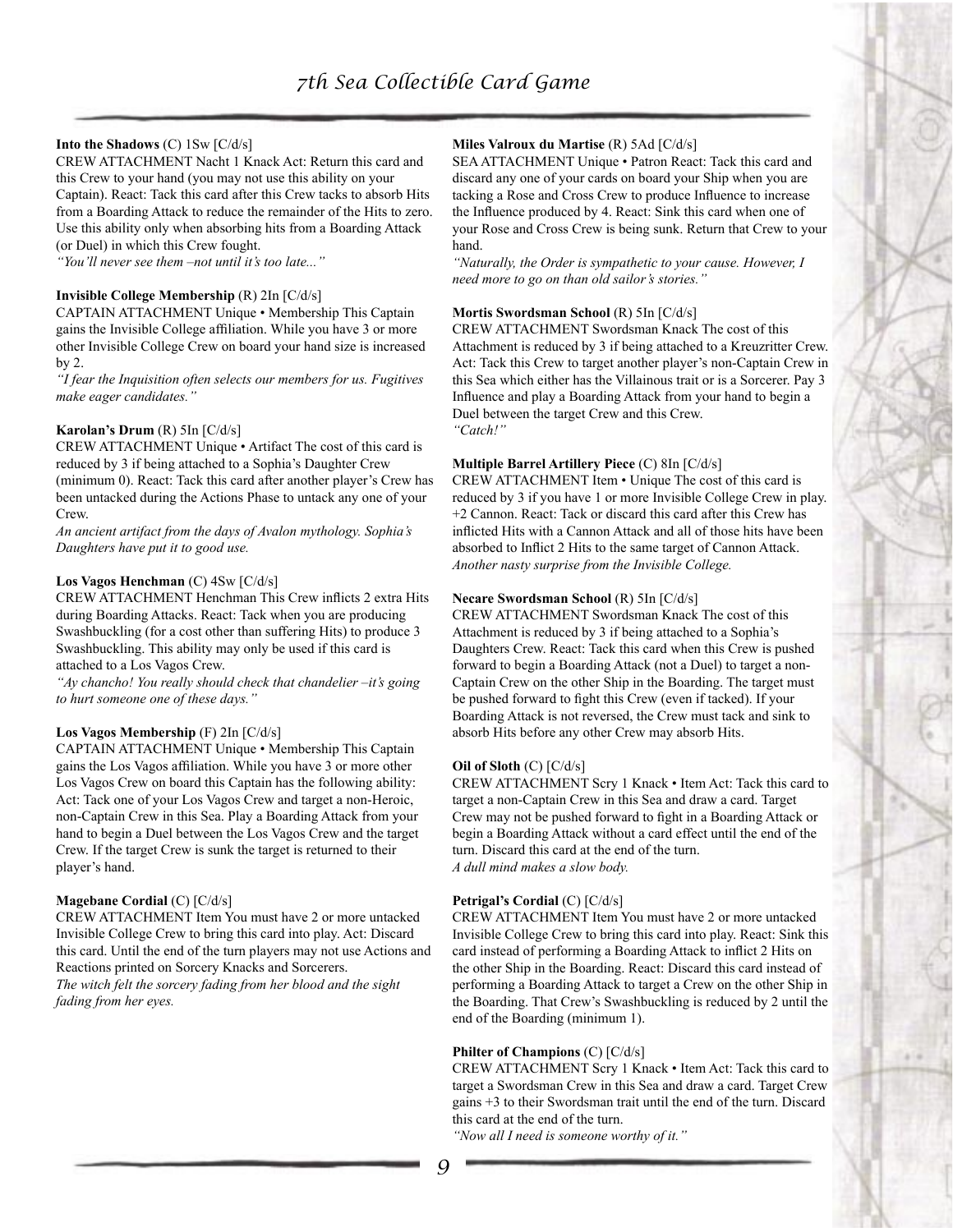**Into the Shadows** (C) 1Sw [C/d/s]
CREW ATTACHMENT Nacht 1 Knack Act: Return this card and this Crew to your hand (you may not use this ability on your Captain). React: Tack this card after this Crew tacks to absorb Hits from a Boarding Attack to reduce the remainder of the Hits to zero. Use this ability only when absorbing hits from a Boarding Attack (or Duel) in which this Crew fought.
*"You'll never see them –not until it's too late..."*

**Invisible College Membership** (R) 2In [C/d/s]
CAPTAIN ATTACHMENT Unique • Membership This Captain gains the Invisible College affiliation. While you have 3 or more other Invisible College Crew on board your hand size is increased by 2.
*"I fear the Inquisition often selects our members for us. Fugitives make eager candidates."*

**Karolan's Drum** (R) 5In [C/d/s]
CREW ATTACHMENT Unique • Artifact The cost of this card is reduced by 3 if being attached to a Sophia's Daughter Crew (minimum 0). React: Tack this card after another player's Crew has been untacked during the Actions Phase to untack any one of your Crew.
*An ancient artifact from the days of Avalon mythology. Sophia's Daughters have put it to good use.*

**Los Vagos Henchman** (C) 4Sw [C/d/s]
CREW ATTACHMENT Henchman This Crew inflicts 2 extra Hits during Boarding Attacks. React: Tack when you are producing Swashbuckling (for a cost other than suffering Hits) to produce 3 Swashbuckling. This ability may only be used if this card is attached to a Los Vagos Crew.
*"Ay chancho! You really should check that chandelier –it's going to hurt someone one of these days."*

**Los Vagos Membership** (F) 2In [C/d/s]
CAPTAIN ATTACHMENT Unique • Membership This Captain gains the Los Vagos affiliation. While you have 3 or more other Los Vagos Crew on board this Captain has the following ability: Act: Tack one of your Los Vagos Crew and target a non-Heroic, non-Captain Crew in this Sea. Play a Boarding Attack from your hand to begin a Duel between the Los Vagos Crew and the target Crew. If the target Crew is sunk the target is returned to their player's hand.

**Magebane Cordial** (C) [C/d/s]
CREW ATTACHMENT Item You must have 2 or more untacked Invisible College Crew to bring this card into play. Act: Discard this card. Until the end of the turn players may not use Actions and Reactions printed on Sorcery Knacks and Sorcerers.
*The witch felt the sorcery fading from her blood and the sight fading from her eyes.*

**Miles Valroux du Martise** (R) 5Ad [C/d/s]
SEA ATTACHMENT Unique • Patron React: Tack this card and discard any one of your cards on board your Ship when you are tacking a Rose and Cross Crew to produce Influence to increase the Influence produced by 4. React: Sink this card when one of your Rose and Cross Crew is being sunk. Return that Crew to your hand.
*"Naturally, the Order is sympathetic to your cause. However, I need more to go on than old sailor's stories."*

**Mortis Swordsman School** (R) 5In [C/d/s]
CREW ATTACHMENT Swordsman Knack The cost of this Attachment is reduced by 3 if being attached to a Kreuzritter Crew. Act: Tack this Crew to target another player's non-Captain Crew in this Sea which either has the Villainous trait or is a Sorcerer. Pay 3 Influence and play a Boarding Attack from your hand to begin a Duel between the target Crew and this Crew.
*"Catch!"*

**Multiple Barrel Artillery Piece** (C) 8In [C/d/s]
CREW ATTACHMENT Item • Unique The cost of this card is reduced by 3 if you have 1 or more Invisible College Crew in play. +2 Cannon. React: Tack or discard this card after this Crew has inflicted Hits with a Cannon Attack and all of those hits have been absorbed to Inflict 2 Hits to the same target of Cannon Attack.
*Another nasty surprise from the Invisible College.*

**Necare Swordsman School** (R) 5In [C/d/s]
CREW ATTACHMENT Swordsman Knack The cost of this Attachment is reduced by 3 if being attached to a Sophia's Daughters Crew. React: Tack this card when this Crew is pushed forward to begin a Boarding Attack (not a Duel) to target a non-Captain Crew on the other Ship in the Boarding. The target must be pushed forward to fight this Crew (even if tacked). If your Boarding Attack is not reversed, the Crew must tack and sink to absorb Hits before any other Crew may absorb Hits.

**Oil of Sloth** (C) [C/d/s]
CREW ATTACHMENT Scry 1 Knack • Item Act: Tack this card to target a non-Captain Crew in this Sea and draw a card. Target Crew may not be pushed forward to fight in a Boarding Attack or begin a Boarding Attack without a card effect until the end of the turn. Discard this card at the end of the turn.
*A dull mind makes a slow body.*

**Petrigal's Cordial** (C) [C/d/s]
CREW ATTACHMENT Item You must have 2 or more untacked Invisible College Crew to bring this card into play. React: Sink this card instead of performing a Boarding Attack to inflict 2 Hits on the other Ship in the Boarding. React: Discard this card instead of performing a Boarding Attack to target a Crew on the other Ship in the Boarding. That Crew's Swashbuckling is reduced by 2 until the end of the Boarding (minimum 1).

**Philter of Champions** (C) [C/d/s]
CREW ATTACHMENT Scry 1 Knack • Item Act: Tack this card to target a Swordsman Crew in this Sea and draw a card. Target Crew gains +3 to their Swordsman trait until the end of the turn. Discard this card at the end of the turn.
*"Now all I need is someone worthy of it."*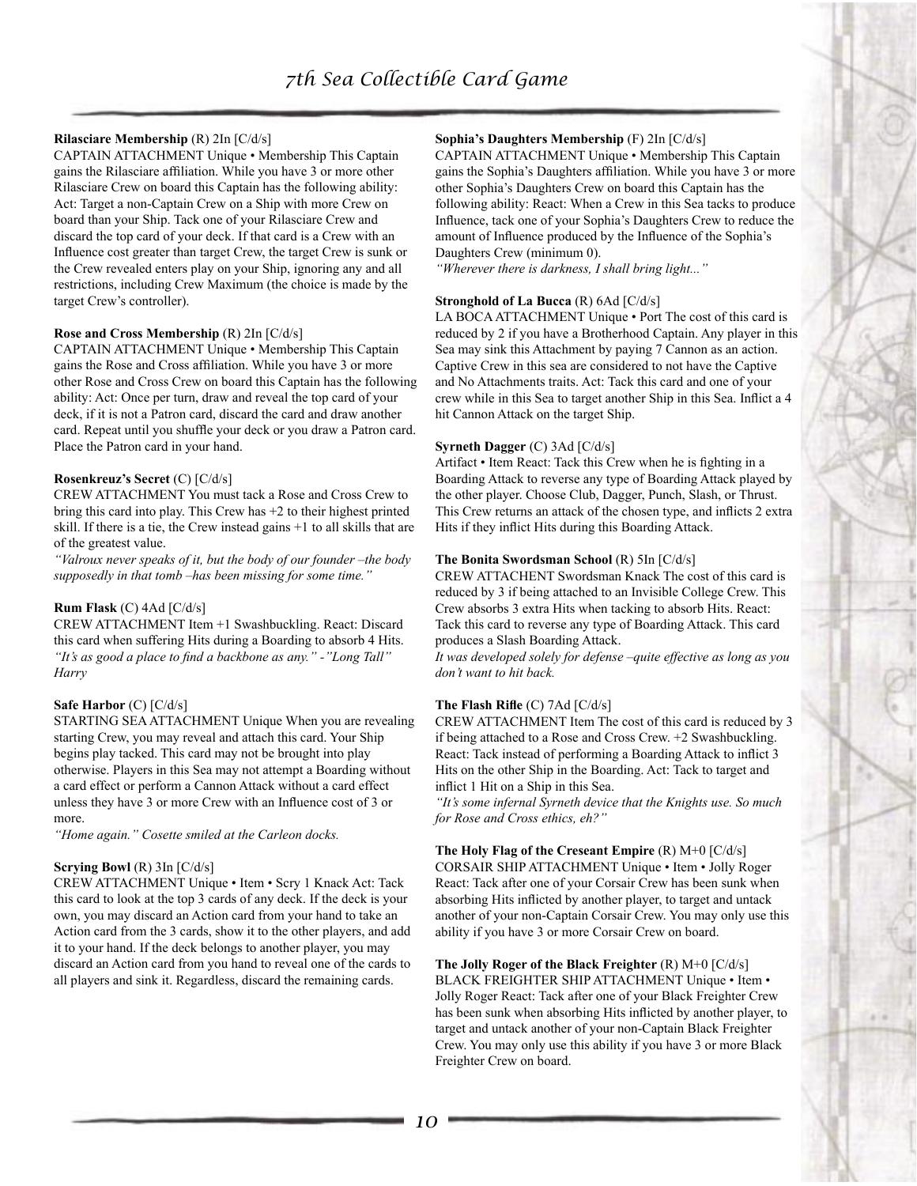**Rilasciare Membership** (R) 2In [C/d/s]
CAPTAIN ATTACHMENT Unique • Membership This Captain gains the Rilasciare affiliation. While you have 3 or more other Rilasciare Crew on board this Captain has the following ability: Act: Target a non-Captain Crew on a Ship with more Crew on board than your Ship. Tack one of your Rilasciare Crew and discard the top card of your deck. If that card is a Crew with an Influence cost greater than target Crew, the target Crew is sunk or the Crew revealed enters play on your Ship, ignoring any and all restrictions, including Crew Maximum (the choice is made by the target Crew's controller).

**Rose and Cross Membership** (R) 2In [C/d/s]
CAPTAIN ATTACHMENT Unique • Membership This Captain gains the Rose and Cross affiliation. While you have 3 or more other Rose and Cross Crew on board this Captain has the following ability: Act: Once per turn, draw and reveal the top card of your deck, if it is not a Patron card, discard the card and draw another card. Repeat until you shuffle your deck or you draw a Patron card. Place the Patron card in your hand.

**Rosenkreuz's Secret** (C) [C/d/s]
CREW ATTACHMENT You must tack a Rose and Cross Crew to bring this card into play. This Crew has +2 to their highest printed skill. If there is a tie, the Crew instead gains +1 to all skills that are of the greatest value.
*"Valroux never speaks of it, but the body of our founder –the body supposedly in that tomb –has been missing for some time."*

**Rum Flask** (C) 4Ad [C/d/s]
CREW ATTACHMENT Item +1 Swashbuckling. React: Discard this card when suffering Hits during a Boarding to absorb 4 Hits.
*"It's as good a place to find a backbone as any." -"Long Tall" Harry*

**Safe Harbor** (C) [C/d/s]
STARTING SEA ATTACHMENT Unique When you are revealing starting Crew, you may reveal and attach this card. Your Ship begins play tacked. This card may not be brought into play otherwise. Players in this Sea may not attempt a Boarding without a card effect or perform a Cannon Attack without a card effect unless they have 3 or more Crew with an Influence cost of 3 or more.
*"Home again." Cosette smiled at the Carleon docks.*

**Scrying Bowl** (R) 3In [C/d/s]
CREW ATTACHMENT Unique • Item • Scry 1 Knack Act: Tack this card to look at the top 3 cards of any deck. If the deck is your own, you may discard an Action card from your hand to take an Action card from the 3 cards, show it to the other players, and add it to your hand. If the deck belongs to another player, you may discard an Action card from you hand to reveal one of the cards to all players and sink it. Regardless, discard the remaining cards.

**Sophia's Daughters Membership** (F) 2In [C/d/s]
CAPTAIN ATTACHMENT Unique • Membership This Captain gains the Sophia's Daughters affiliation. While you have 3 or more other Sophia's Daughters Crew on board this Captain has the following ability: React: When a Crew in this Sea tacks to produce Influence, tack one of your Sophia's Daughters Crew to reduce the amount of Influence produced by the Influence of the Sophia's Daughters Crew (minimum 0).
*"Wherever there is darkness, I shall bring light..."*

**Stronghold of La Bucca** (R) 6Ad [C/d/s]
LA BOCA ATTACHMENT Unique • Port The cost of this card is reduced by 2 if you have a Brotherhood Captain. Any player in this Sea may sink this Attachment by paying 7 Cannon as an action. Captive Crew in this sea are considered to not have the Captive and No Attachments traits. Act: Tack this card and one of your crew while in this Sea to target another Ship in this Sea. Inflict a 4 hit Cannon Attack on the target Ship.

**Syrneth Dagger** (C) 3Ad [C/d/s]
Artifact • Item React: Tack this Crew when he is fighting in a Boarding Attack to reverse any type of Boarding Attack played by the other player. Choose Club, Dagger, Punch, Slash, or Thrust. This Crew returns an attack of the chosen type, and inflicts 2 extra Hits if they inflict Hits during this Boarding Attack.

**The Bonita Swordsman School** (R) 5In [C/d/s]
CREW ATTACHENT Swordsman Knack The cost of this card is reduced by 3 if being attached to an Invisible College Crew. This Crew absorbs 3 extra Hits when tacking to absorb Hits. React: Tack this card to reverse any type of Boarding Attack. This card produces a Slash Boarding Attack.
*It was developed solely for defense –quite effective as long as you don't want to hit back.*

**The Flash Rifle** (C) 7Ad [C/d/s]
CREW ATTACHMENT Item The cost of this card is reduced by 3 if being attached to a Rose and Cross Crew. +2 Swashbuckling. React: Tack instead of performing a Boarding Attack to inflict 3 Hits on the other Ship in the Boarding. Act: Tack to target and inflict 1 Hit on a Ship in this Sea.
*"It's some infernal Syrneth device that the Knights use. So much for Rose and Cross ethics, eh?"*

**The Holy Flag of the Creseant Empire** (R) M+0 [C/d/s]
CORSAIR SHIP ATTACHMENT Unique • Item • Jolly Roger React: Tack after one of your Corsair Crew has been sunk when absorbing Hits inflicted by another player, to target and untack another of your non-Captain Corsair Crew. You may only use this ability if you have 3 or more Corsair Crew on board.

**The Jolly Roger of the Black Freighter** (R) M+0 [C/d/s]
BLACK FREIGHTER SHIP ATTACHMENT Unique • Item • Jolly Roger React: Tack after one of your Black Freighter Crew has been sunk when absorbing Hits inflicted by another player, to target and untack another of your non-Captain Black Freighter Crew. You may only use this ability if you have 3 or more Black Freighter Crew on board.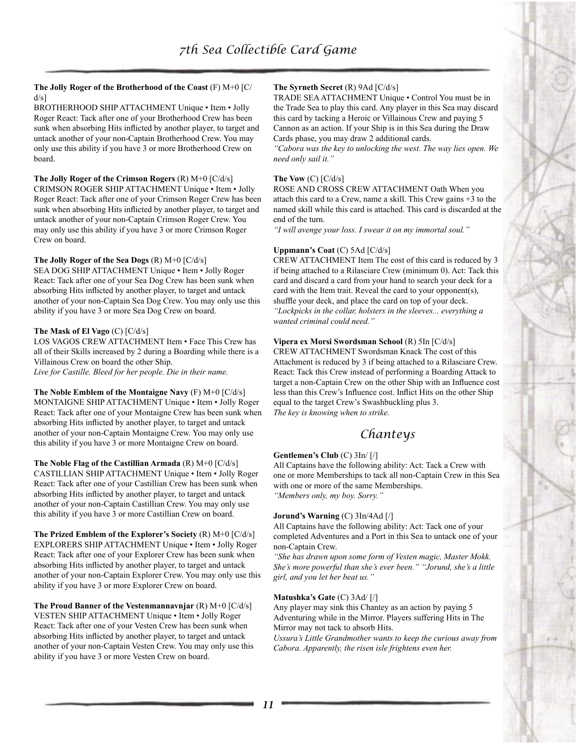**The Jolly Roger of the Brotherhood of the Coast** (F) M+0 [C/d/s]
BROTHERHOOD SHIP ATTACHMENT Unique • Item • Jolly Roger React: Tack after one of your Brotherhood Crew has been sunk when absorbing Hits inflicted by another player, to target and untack another of your non-Captain Brotherhood Crew. You may only use this ability if you have 3 or more Brotherhood Crew on board.

**The Jolly Roger of the Crimson Rogers** (R) M+0 [C/d/s]
CRIMSON ROGER SHIP ATTACHMENT Unique • Item • Jolly Roger React: Tack after one of your Crimson Roger Crew has been sunk when absorbing Hits inflicted by another player, to target and untack another of your non-Captain Crimson Roger Crew. You may only use this ability if you have 3 or more Crimson Roger Crew on board.

**The Jolly Roger of the Sea Dogs** (R) M+0 [C/d/s]
SEA DOG SHIP ATTACHMENT Unique • Item • Jolly Roger React: Tack after one of your Sea Dog Crew has been sunk when absorbing Hits inflicted by another player, to target and untack another of your non-Captain Sea Dog Crew. You may only use this ability if you have 3 or more Sea Dog Crew on board.

**The Mask of El Vago** (C) [C/d/s]
LOS VAGOS CREW ATTACHMENT Item • Face This Crew has all of their Skills increased by 2 during a Boarding while there is a Villainous Crew on board the other Ship.
*Live for Castille. Bleed for her people. Die in their name.*

**The Noble Emblem of the Montaigne Navy** (F) M+0 [C/d/s]
MONTAIGNE SHIP ATTACHMENT Unique • Item • Jolly Roger React: Tack after one of your Montaigne Crew has been sunk when absorbing Hits inflicted by another player, to target and untack another of your non-Captain Montaigne Crew. You may only use this ability if you have 3 or more Montaigne Crew on board.

**The Noble Flag of the Castillian Armada** (R) M+0 [C/d/s]
CASTILLIAN SHIP ATTACHMENT Unique • Item • Jolly Roger React: Tack after one of your Castillian Crew has been sunk when absorbing Hits inflicted by another player, to target and untack another of your non-Captain Castillian Crew. You may only use this ability if you have 3 or more Castillian Crew on board.

**The Prized Emblem of the Explorer's Society** (R) M+0 [C/d/s]
EXPLORERS SHIP ATTACHMENT Unique • Item • Jolly Roger React: Tack after one of your Explorer Crew has been sunk when absorbing Hits inflicted by another player, to target and untack another of your non-Captain Explorer Crew. You may only use this ability if you have 3 or more Explorer Crew on board.

**The Proud Banner of the Vestenmannavnjar** (R) M+0 [C/d/s]
VESTEN SHIP ATTACHMENT Unique • Item • Jolly Roger React: Tack after one of your Vesten Crew has been sunk when absorbing Hits inflicted by another player, to target and untack another of your non-Captain Vesten Crew. You may only use this ability if you have 3 or more Vesten Crew on board.

**The Syrneth Secret** (R) 9Ad [C/d/s]
TRADE SEA ATTACHMENT Unique • Control You must be in the Trade Sea to play this card. Any player in this Sea may discard this card by tacking a Heroic or Villainous Crew and paying 5 Cannon as an action. If your Ship is in this Sea during the Draw Cards phase, you may draw 2 additional cards.
*"Cabora was the key to unlocking the west. The way lies open. We need only sail it."*

**The Vow** (C) [C/d/s]
ROSE AND CROSS CREW ATTACHMENT Oath When you attach this card to a Crew, name a skill. This Crew gains +3 to the named skill while this card is attached. This card is discarded at the end of the turn.
*"I will avenge your loss. I swear it on my immortal soul."*

**Uppmann's Coat** (C) 5Ad [C/d/s]
CREW ATTACHMENT Item The cost of this card is reduced by 3 if being attached to a Rilasciare Crew (minimum 0). Act: Tack this card and discard a card from your hand to search your deck for a card with the Item trait. Reveal the card to your opponent(s), shuffle your deck, and place the card on top of your deck.
*"Lockpicks in the collar, holsters in the sleeves... everything a wanted criminal could need."*

**Vipera ex Morsi Swordsman School** (R) 5In [C/d/s]
CREW ATTACHMENT Swordsman Knack The cost of this Attachment is reduced by 3 if being attached to a Rilasciare Crew. React: Tack this Crew instead of performing a Boarding Attack to target a non-Captain Crew on the other Ship with an Influence cost less than this Crew's Influence cost. Inflict Hits on the other Ship equal to the target Crew's Swashbuckling plus 3.
*The key is knowing when to strike.*

## Chanteys

**Gentlemen's Club** (C) 3In/ [/]
All Captains have the following ability: Act: Tack a Crew with one or more Memberships to tack all non-Captain Crew in this Sea with one or more of the same Memberships.
*"Members only, my boy. Sorry."*

**Jorund's Warning** (C) 3In/4Ad [/]
All Captains have the following ability: Act: Tack one of your completed Adventures and a Port in this Sea to untack one of your non-Captain Crew.
*"She has drawn upon some form of Vesten magic, Master Mokk. She's more powerful than she's ever been." "Jorund, she's a little girl, and you let her beat us."*

**Matushka's Gate** (C) 3Ad/ [/]
Any player may sink this Chantey as an action by paying 5 Adventuring while in the Mirror. Players suffering Hits in The Mirror may not tack to absorb Hits.
*Ussura's Little Grandmother wants to keep the curious away from Cabora. Apparently, the risen isle frightens even her.*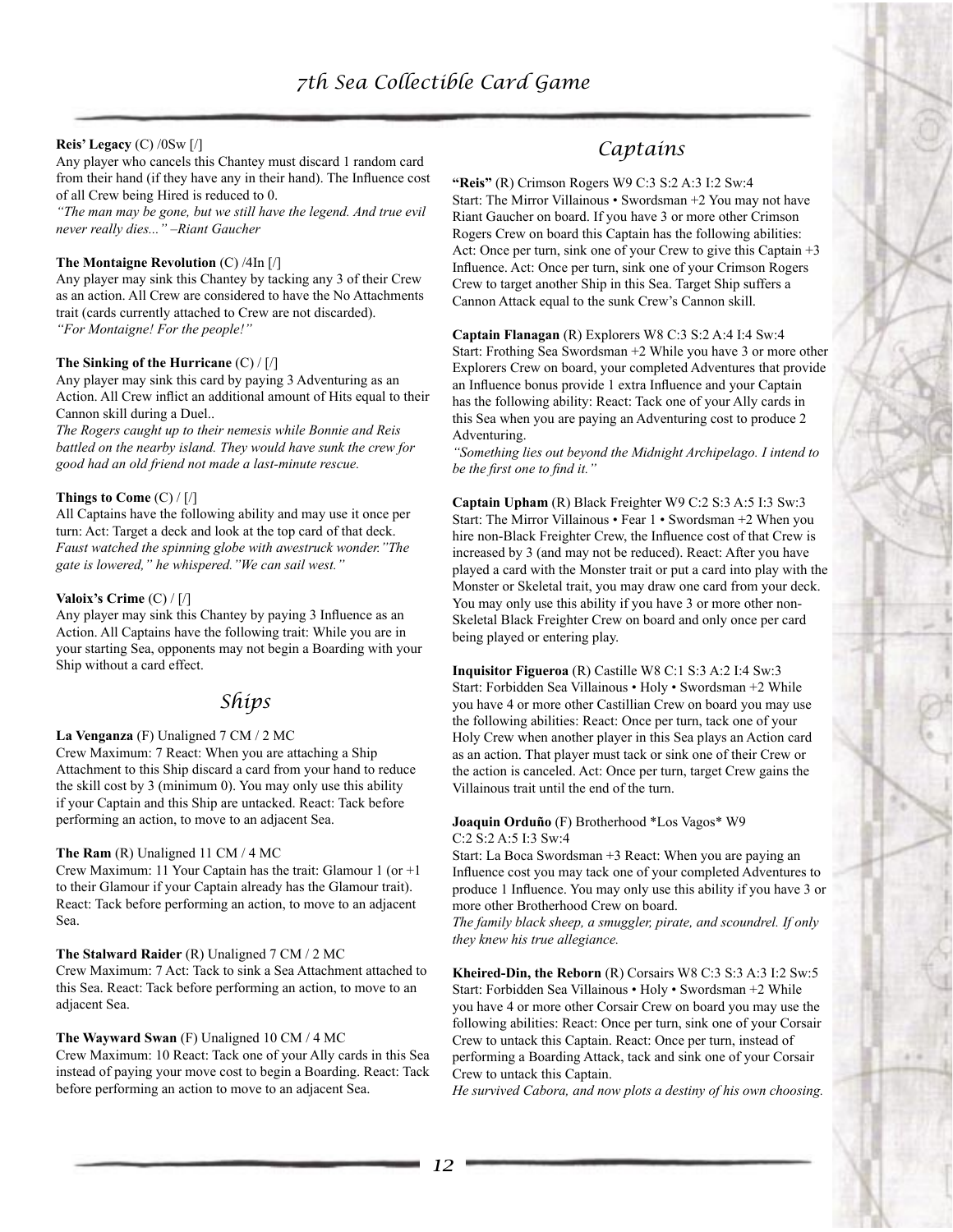**Reis' Legacy** (C) /0Sw [/]
Any player who cancels this Chantey must discard 1 random card from their hand (if they have any in their hand). The Influence cost of all Crew being Hired is reduced to 0.
*"The man may be gone, but we still have the legend. And true evil never really dies..." –Riant Gaucher*

**The Montaigne Revolution** (C) /4In [/]
Any player may sink this Chantey by tacking any 3 of their Crew as an action. All Crew are considered to have the No Attachments trait (cards currently attached to Crew are not discarded).
*"For Montaigne! For the people!"*

**The Sinking of the Hurricane** (C) / [/]
Any player may sink this card by paying 3 Adventuring as an Action. All Crew inflict an additional amount of Hits equal to their Cannon skill during a Duel..
*The Rogers caught up to their nemesis while Bonnie and Reis battled on the nearby island. They would have sunk the crew for good had an old friend not made a last-minute rescue.*

**Things to Come** (C) / [/]
All Captains have the following ability and may use it once per turn: Act: Target a deck and look at the top card of that deck.
*Faust watched the spinning globe with awestruck wonder."The gate is lowered," he whispered."We can sail west."*

**Valoix's Crime** (C) / [/]
Any player may sink this Chantey by paying 3 Influence as an Action. All Captains have the following trait: While you are in your starting Sea, opponents may not begin a Boarding with your Ship without a card effect.

## Ships

**La Venganza** (F) Unaligned 7 CM / 2 MC
Crew Maximum: 7 React: When you are attaching a Ship Attachment to this Ship discard a card from your hand to reduce the skill cost by 3 (minimum 0). You may only use this ability if your Captain and this Ship are untacked. React: Tack before performing an action, to move to an adjacent Sea.

**The Ram** (R) Unaligned 11 CM / 4 MC
Crew Maximum: 11 Your Captain has the trait: Glamour 1 (or +1 to their Glamour if your Captain already has the Glamour trait). React: Tack before performing an action, to move to an adjacent Sea.

**The Stalward Raider** (R) Unaligned 7 CM / 2 MC
Crew Maximum: 7 Act: Tack to sink a Sea Attachment attached to this Sea. React: Tack before performing an action, to move to an adjacent Sea.

**The Wayward Swan** (F) Unaligned 10 CM / 4 MC
Crew Maximum: 10 React: Tack one of your Ally cards in this Sea instead of paying your move cost to begin a Boarding. React: Tack before performing an action to move to an adjacent Sea.

## Captains

**"Reis"** (R) Crimson Rogers W9 C:3 S:2 A:3 I:2 Sw:4
Start: The Mirror Villainous • Swordsman +2 You may not have Riant Gaucher on board. If you have 3 or more other Crimson Rogers Crew on board this Captain has the following abilities: Act: Once per turn, sink one of your Crew to give this Captain +3 Influence. Act: Once per turn, sink one of your Crimson Rogers Crew to target another Ship in this Sea. Target Ship suffers a Cannon Attack equal to the sunk Crew's Cannon skill.

**Captain Flanagan** (R) Explorers W8 C:3 S:2 A:4 I:4 Sw:4
Start: Frothing Sea Swordsman +2 While you have 3 or more other Explorers Crew on board, your completed Adventures that provide an Influence bonus provide 1 extra Influence and your Captain has the following ability: React: Tack one of your Ally cards in this Sea when you are paying an Adventuring cost to produce 2 Adventuring.
*"Something lies out beyond the Midnight Archipelago. I intend to be the first one to find it."*

**Captain Upham** (R) Black Freighter W9 C:2 S:3 A:5 I:3 Sw:3
Start: The Mirror Villainous • Fear 1 • Swordsman +2 When you hire non-Black Freighter Crew, the Influence cost of that Crew is increased by 3 (and may not be reduced). React: After you have played a card with the Monster trait or put a card into play with the Monster or Skeletal trait, you may draw one card from your deck. You may only use this ability if you have 3 or more other non-Skeletal Black Freighter Crew on board and only once per card being played or entering play.

**Inquisitor Figueroa** (R) Castille W8 C:1 S:3 A:2 I:4 Sw:3
Start: Forbidden Sea Villainous • Holy • Swordsman +2 While you have 4 or more other Castillian Crew on board you may use the following abilities: React: Once per turn, tack one of your Holy Crew when another player in this Sea plays an Action card as an action. That player must tack or sink one of their Crew or the action is canceled. Act: Once per turn, target Crew gains the Villainous trait until the end of the turn.

**Joaquin Orduño** (F) Brotherhood *Los Vagos* W9 C:2 S:2 A:5 I:3 Sw:4
Start: La Boca Swordsman +3 React: When you are paying an Influence cost you may tack one of your completed Adventures to produce 1 Influence. You may only use this ability if you have 3 or more other Brotherhood Crew on board.
*The family black sheep, a smuggler, pirate, and scoundrel. If only they knew his true allegiance.*

**Kheired-Din, the Reborn** (R) Corsairs W8 C:3 S:3 A:3 I:2 Sw:5
Start: Forbidden Sea Villainous • Holy • Swordsman +2 While you have 4 or more other Corsair Crew on board you may use the following abilities: React: Once per turn, sink one of your Corsair Crew to untack this Captain. React: Once per turn, instead of performing a Boarding Attack, tack and sink one of your Corsair Crew to untack this Captain.
*He survived Cabora, and now plots a destiny of his own choosing.*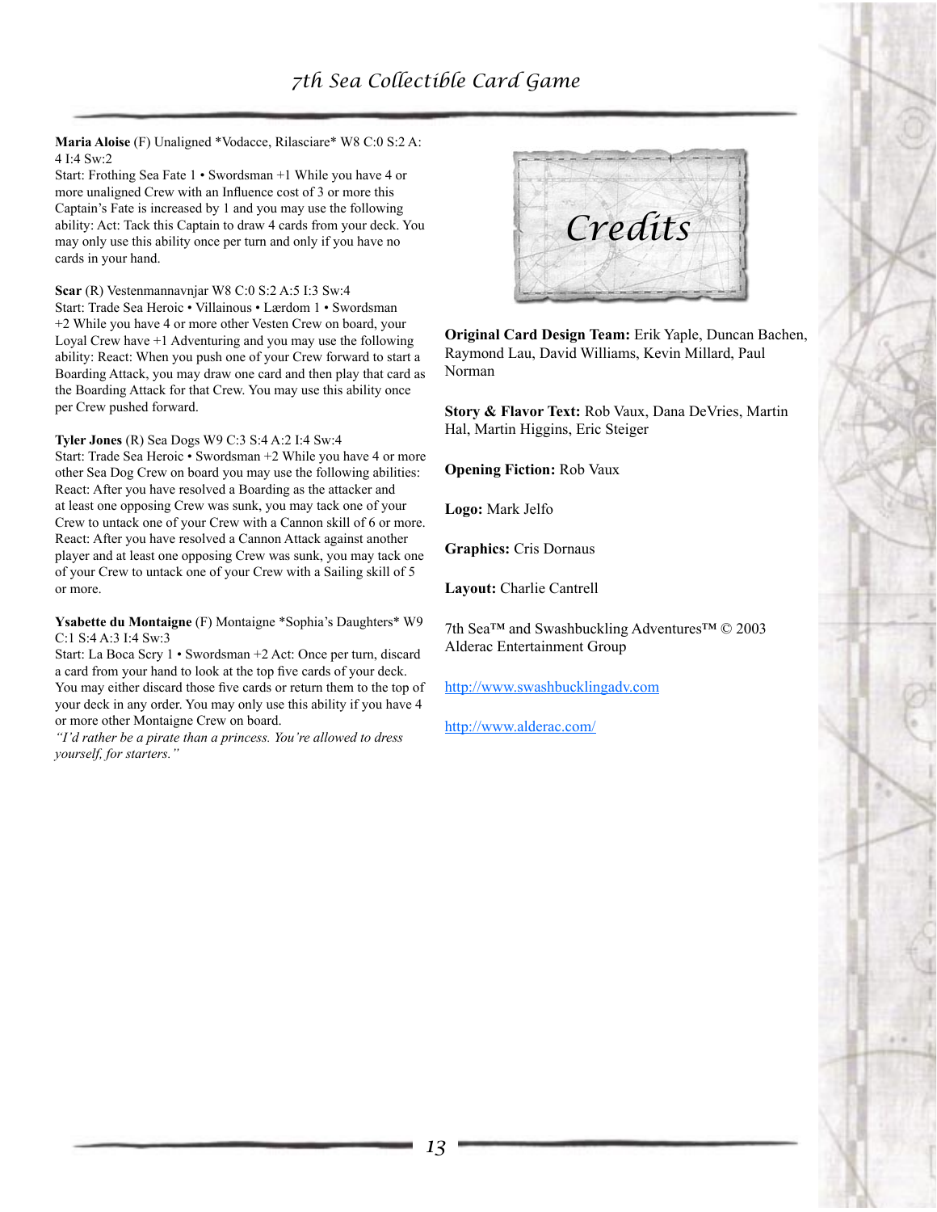**Maria Aloise** (F) Unaligned *Vodacce, Rilasciare* W8 C:0 S:2 A: 4 I:4 Sw:2
Start: Frothing Sea Fate 1 • Swordsman +1 While you have 4 or more unaligned Crew with an Influence cost of 3 or more this Captain's Fate is increased by 1 and you may use the following ability: Act: Tack this Captain to draw 4 cards from your deck. You may only use this ability once per turn and only if you have no cards in your hand.

**Scar** (R) Vestenmannavnjar W8 C:0 S:2 A:5 I:3 Sw:4
Start: Trade Sea Heroic • Villainous • Lærdom 1 • Swordsman +2 While you have 4 or more other Vesten Crew on board, your Loyal Crew have +1 Adventuring and you may use the following ability: React: When you push one of your Crew forward to start a Boarding Attack, you may draw one card and then play that card as the Boarding Attack for that Crew. You may use this ability once per Crew pushed forward.

**Tyler Jones** (R) Sea Dogs W9 C:3 S:4 A:2 I:4 Sw:4
Start: Trade Sea Heroic • Swordsman +2 While you have 4 or more other Sea Dog Crew on board you may use the following abilities: React: After you have resolved a Boarding as the attacker and at least one opposing Crew was sunk, you may tack one of your Crew to untack one of your Crew with a Cannon skill of 6 or more. React: After you have resolved a Cannon Attack against another player and at least one opposing Crew was sunk, you may tack one of your Crew to untack one of your Crew with a Sailing skill of 5 or more.

**Ysabette du Montaigne** (F) Montaigne *Sophia's Daughters* W9 C:1 S:4 A:3 I:4 Sw:3
Start: La Boca Scry 1 • Swordsman +2 Act: Once per turn, discard a card from your hand to look at the top five cards of your deck. You may either discard those five cards or return them to the top of your deck in any order. You may only use this ability if you have 4 or more other Montaigne Crew on board.
*"I'd rather be a pirate than a princess. You're allowed to dress yourself, for starters."*

# Credits

**Original Card Design Team:** Erik Yaple, Duncan Bachen, Raymond Lau, David Williams, Kevin Millard, Paul Norman

**Story & Flavor Text:** Rob Vaux, Dana DeVries, Martin Hal, Martin Higgins, Eric Steiger

**Opening Fiction:** Rob Vaux

**Logo:** Mark Jelfo

**Graphics:** Cris Dornaus

**Layout:** Charlie Cantrell

7th Sea™ and Swashbuckling Adventures™ © 2003 Alderac Entertainment Group

http://www.swashbucklingadv.com

http://www.alderac.com/